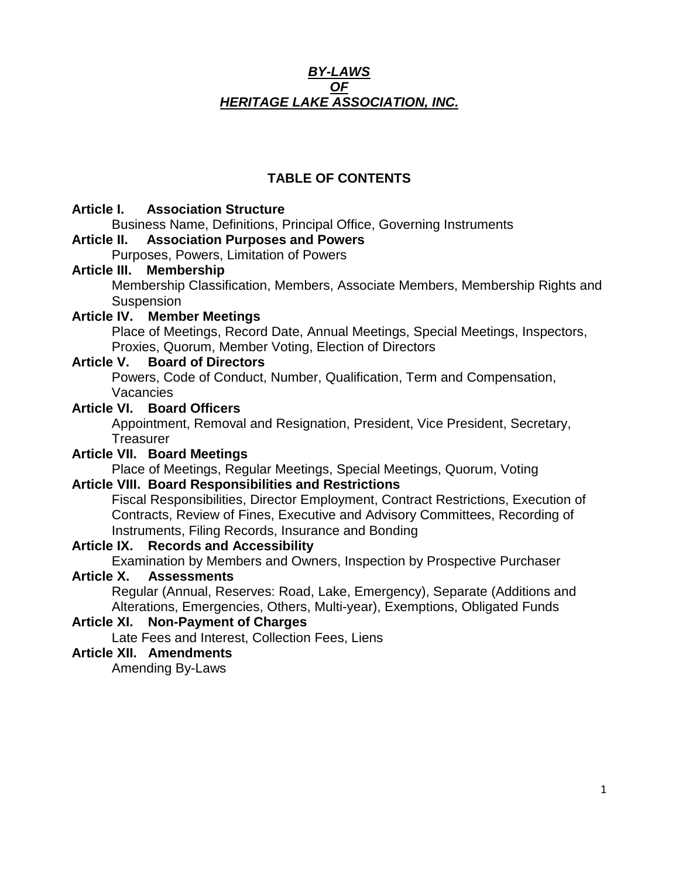# ***BY-LAWS***
# ***OF***
# ***HERITAGE LAKE ASSOCIATION, INC.***

## TABLE OF CONTENTS

**Article I. Association Structure**
Business Name, Definitions, Principal Office, Governing Instruments

**Article II. Association Purposes and Powers**
Purposes, Powers, Limitation of Powers

**Article III. Membership**
Membership Classification, Members, Associate Members, Membership Rights and Suspension

**Article IV. Member Meetings**
Place of Meetings, Record Date, Annual Meetings, Special Meetings, Inspectors, Proxies, Quorum, Member Voting, Election of Directors

**Article V. Board of Directors**
Powers, Code of Conduct, Number, Qualification, Term and Compensation, Vacancies

**Article VI. Board Officers**
Appointment, Removal and Resignation, President, Vice President, Secretary, Treasurer

**Article VII. Board Meetings**
Place of Meetings, Regular Meetings, Special Meetings, Quorum, Voting

**Article VIII. Board Responsibilities and Restrictions**
Fiscal Responsibilities, Director Employment, Contract Restrictions, Execution of Contracts, Review of Fines, Executive and Advisory Committees, Recording of Instruments, Filing Records, Insurance and Bonding

**Article IX. Records and Accessibility**
Examination by Members and Owners, Inspection by Prospective Purchaser

**Article X. Assessments**
Regular (Annual, Reserves: Road, Lake, Emergency), Separate (Additions and Alterations, Emergencies, Others, Multi-year), Exemptions, Obligated Funds

**Article XI. Non-Payment of Charges**
Late Fees and Interest, Collection Fees, Liens

**Article XII. Amendments**
Amending By-Laws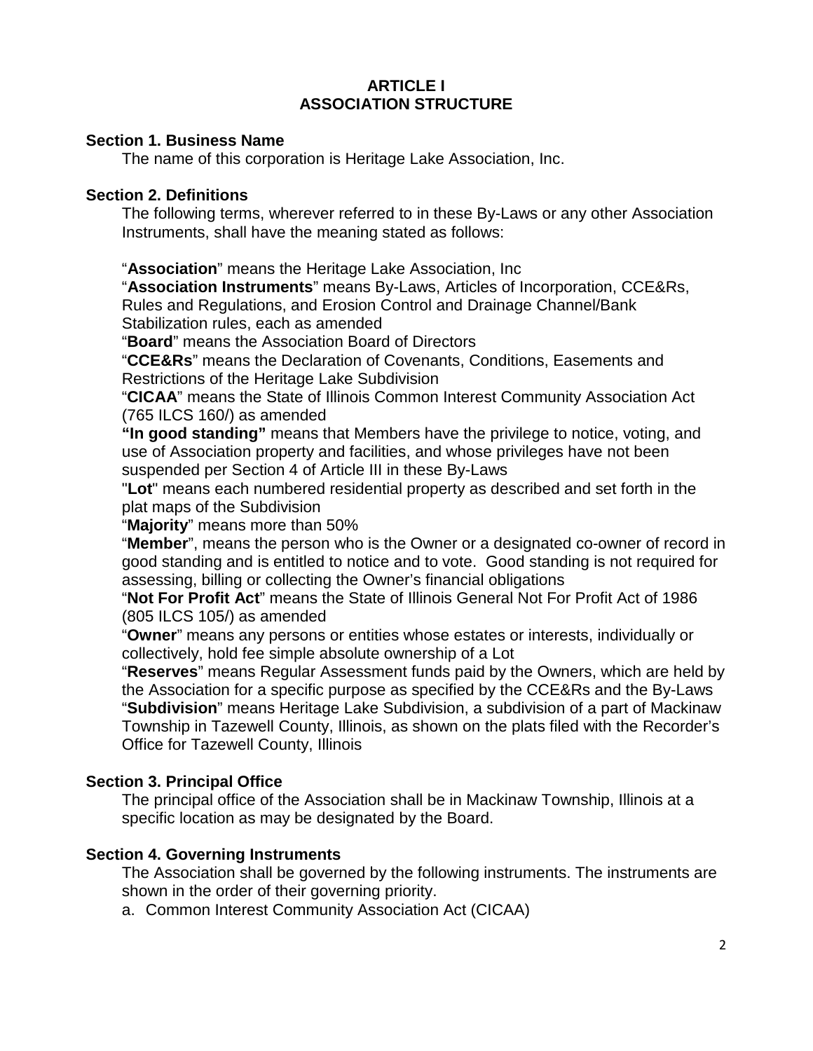# ARTICLE I
# ASSOCIATION STRUCTURE

**Section 1. Business Name**

The name of this corporation is Heritage Lake Association, Inc.

**Section 2. Definitions**

The following terms, wherever referred to in these By-Laws or any other Association Instruments, shall have the meaning stated as follows:

"**Association**" means the Heritage Lake Association, Inc

"**Association Instruments**" means By-Laws, Articles of Incorporation, CCE&Rs, Rules and Regulations, and Erosion Control and Drainage Channel/Bank Stabilization rules, each as amended

"**Board**" means the Association Board of Directors

"**CCE&Rs**" means the Declaration of Covenants, Conditions, Easements and Restrictions of the Heritage Lake Subdivision

"**CICAA**" means the State of Illinois Common Interest Community Association Act (765 ILCS 160/) as amended

**"In good standing"** means that Members have the privilege to notice, voting, and use of Association property and facilities, and whose privileges have not been suspended per Section 4 of Article III in these By-Laws

"**Lot**" means each numbered residential property as described and set forth in the plat maps of the Subdivision

"**Majority**" means more than 50%

"**Member**", means the person who is the Owner or a designated co-owner of record in good standing and is entitled to notice and to vote. Good standing is not required for assessing, billing or collecting the Owner's financial obligations

"**Not For Profit Act**" means the State of Illinois General Not For Profit Act of 1986 (805 ILCS 105/) as amended

"**Owner**" means any persons or entities whose estates or interests, individually or collectively, hold fee simple absolute ownership of a Lot

"**Reserves**" means Regular Assessment funds paid by the Owners, which are held by the Association for a specific purpose as specified by the CCE&Rs and the By-Laws

"**Subdivision**" means Heritage Lake Subdivision, a subdivision of a part of Mackinaw Township in Tazewell County, Illinois, as shown on the plats filed with the Recorder's Office for Tazewell County, Illinois

**Section 3. Principal Office**

The principal office of the Association shall be in Mackinaw Township, Illinois at a specific location as may be designated by the Board.

**Section 4. Governing Instruments**

The Association shall be governed by the following instruments. The instruments are shown in the order of their governing priority.

a. Common Interest Community Association Act (CICAA)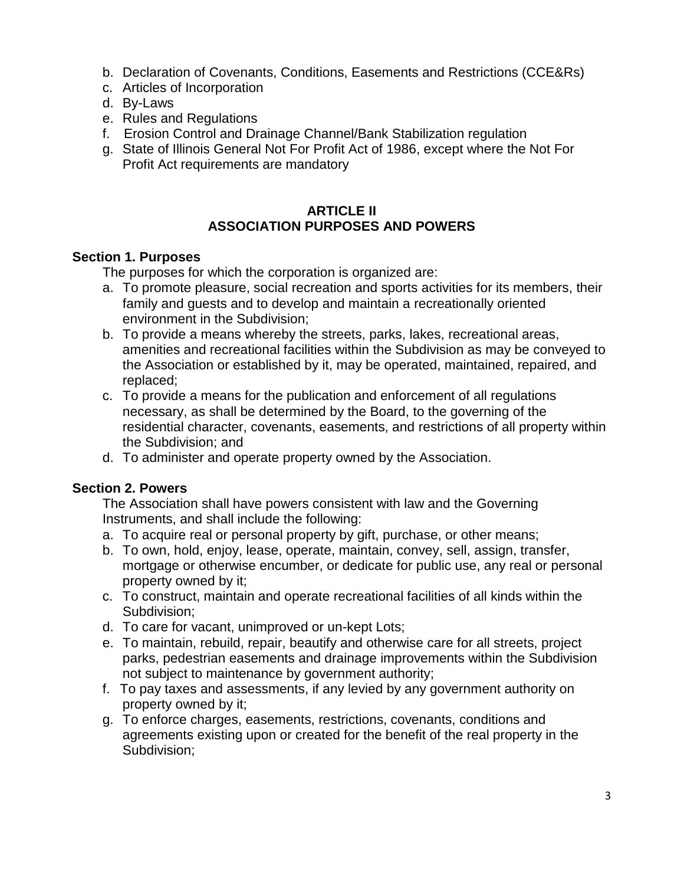b. Declaration of Covenants, Conditions, Easements and Restrictions (CCE&Rs)
c. Articles of Incorporation
d. By-Laws
e. Rules and Regulations
f. Erosion Control and Drainage Channel/Bank Stabilization regulation
g. State of Illinois General Not For Profit Act of 1986, except where the Not For Profit Act requirements are mandatory

## ARTICLE II
## ASSOCIATION PURPOSES AND POWERS

### Section 1. Purposes

The purposes for which the corporation is organized are:

a. To promote pleasure, social recreation and sports activities for its members, their family and guests and to develop and maintain a recreationally oriented environment in the Subdivision;
b. To provide a means whereby the streets, parks, lakes, recreational areas, amenities and recreational facilities within the Subdivision as may be conveyed to the Association or established by it, may be operated, maintained, repaired, and replaced;
c. To provide a means for the publication and enforcement of all regulations necessary, as shall be determined by the Board, to the governing of the residential character, covenants, easements, and restrictions of all property within the Subdivision; and
d. To administer and operate property owned by the Association.

### Section 2. Powers

The Association shall have powers consistent with law and the Governing Instruments, and shall include the following:

a. To acquire real or personal property by gift, purchase, or other means;
b. To own, hold, enjoy, lease, operate, maintain, convey, sell, assign, transfer, mortgage or otherwise encumber, or dedicate for public use, any real or personal property owned by it;
c. To construct, maintain and operate recreational facilities of all kinds within the Subdivision;
d. To care for vacant, unimproved or un-kept Lots;
e. To maintain, rebuild, repair, beautify and otherwise care for all streets, project parks, pedestrian easements and drainage improvements within the Subdivision not subject to maintenance by government authority;
f. To pay taxes and assessments, if any levied by any government authority on property owned by it;
g. To enforce charges, easements, restrictions, covenants, conditions and agreements existing upon or created for the benefit of the real property in the Subdivision;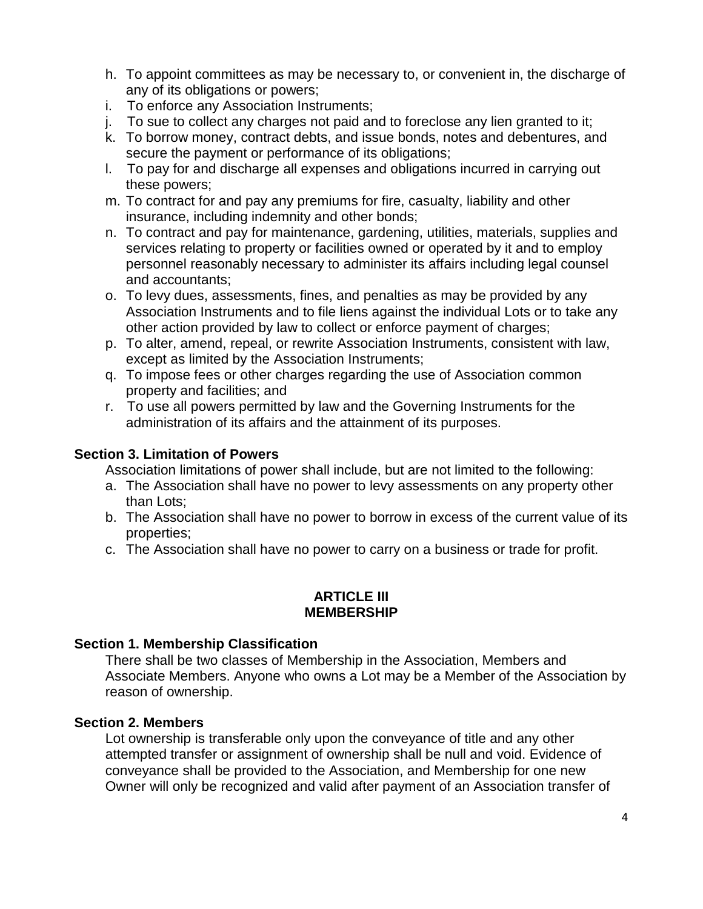h. To appoint committees as may be necessary to, or convenient in, the discharge of any of its obligations or powers;
i. To enforce any Association Instruments;
j. To sue to collect any charges not paid and to foreclose any lien granted to it;
k. To borrow money, contract debts, and issue bonds, notes and debentures, and secure the payment or performance of its obligations;
l. To pay for and discharge all expenses and obligations incurred in carrying out these powers;
m. To contract for and pay any premiums for fire, casualty, liability and other insurance, including indemnity and other bonds;
n. To contract and pay for maintenance, gardening, utilities, materials, supplies and services relating to property or facilities owned or operated by it and to employ personnel reasonably necessary to administer its affairs including legal counsel and accountants;
o. To levy dues, assessments, fines, and penalties as may be provided by any Association Instruments and to file liens against the individual Lots or to take any other action provided by law to collect or enforce payment of charges;
p. To alter, amend, repeal, or rewrite Association Instruments, consistent with law, except as limited by the Association Instruments;
q. To impose fees or other charges regarding the use of Association common property and facilities; and
r. To use all powers permitted by law and the Governing Instruments for the administration of its affairs and the attainment of its purposes.

**Section 3. Limitation of Powers**

Association limitations of power shall include, but are not limited to the following:

a. The Association shall have no power to levy assessments on any property other than Lots;
b. The Association shall have no power to borrow in excess of the current value of its properties;
c. The Association shall have no power to carry on a business or trade for profit.

## ARTICLE III
## MEMBERSHIP

**Section 1. Membership Classification**

There shall be two classes of Membership in the Association, Members and Associate Members. Anyone who owns a Lot may be a Member of the Association by reason of ownership.

**Section 2. Members**

Lot ownership is transferable only upon the conveyance of title and any other attempted transfer or assignment of ownership shall be null and void. Evidence of conveyance shall be provided to the Association, and Membership for one new Owner will only be recognized and valid after payment of an Association transfer of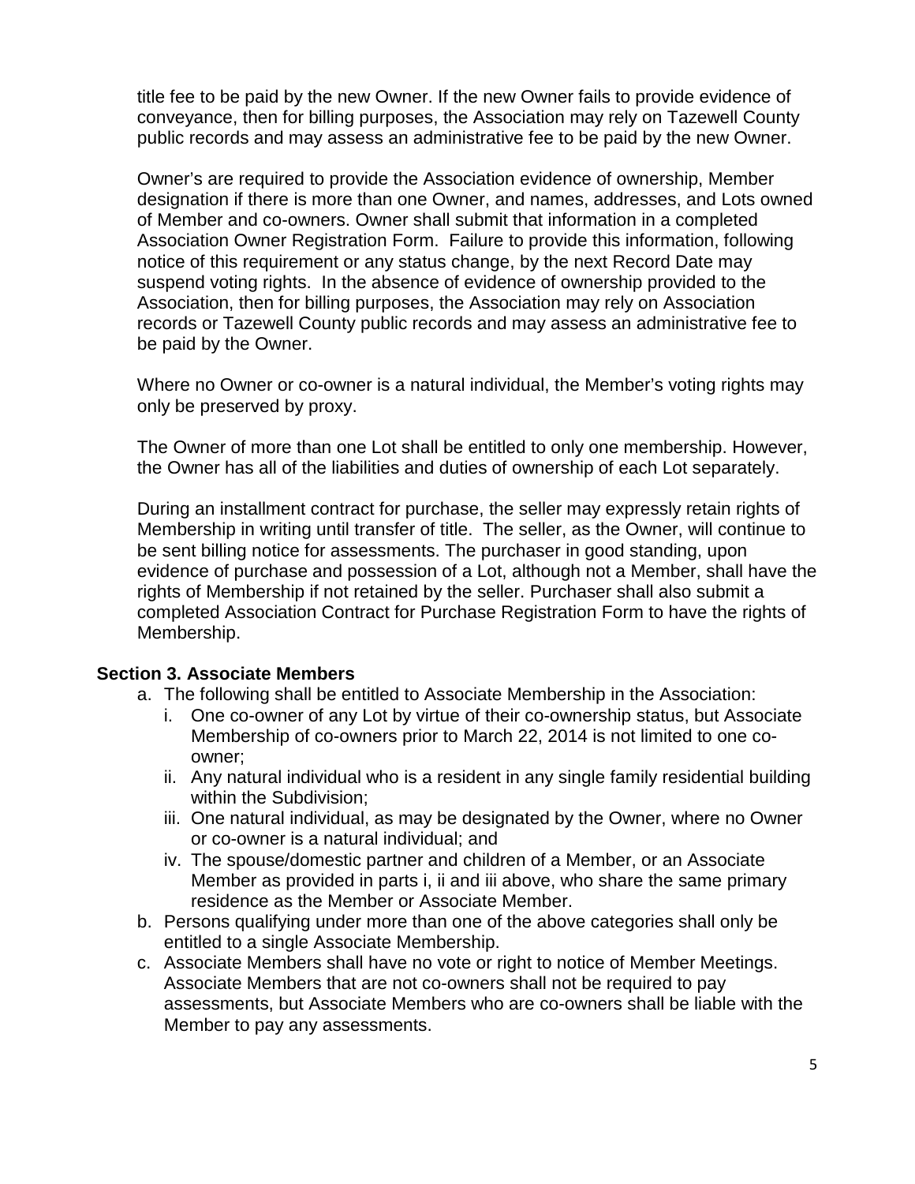title fee to be paid by the new Owner. If the new Owner fails to provide evidence of conveyance, then for billing purposes, the Association may rely on Tazewell County public records and may assess an administrative fee to be paid by the new Owner.

Owner's are required to provide the Association evidence of ownership, Member designation if there is more than one Owner, and names, addresses, and Lots owned of Member and co-owners. Owner shall submit that information in a completed Association Owner Registration Form. Failure to provide this information, following notice of this requirement or any status change, by the next Record Date may suspend voting rights. In the absence of evidence of ownership provided to the Association, then for billing purposes, the Association may rely on Association records or Tazewell County public records and may assess an administrative fee to be paid by the Owner.

Where no Owner or co-owner is a natural individual, the Member's voting rights may only be preserved by proxy.

The Owner of more than one Lot shall be entitled to only one membership. However, the Owner has all of the liabilities and duties of ownership of each Lot separately.

During an installment contract for purchase, the seller may expressly retain rights of Membership in writing until transfer of title. The seller, as the Owner, will continue to be sent billing notice for assessments. The purchaser in good standing, upon evidence of purchase and possession of a Lot, although not a Member, shall have the rights of Membership if not retained by the seller. Purchaser shall also submit a completed Association Contract for Purchase Registration Form to have the rights of Membership.

### Section 3. Associate Members

a. The following shall be entitled to Associate Membership in the Association:
   i. One co-owner of any Lot by virtue of their co-ownership status, but Associate Membership of co-owners prior to March 22, 2014 is not limited to one co-owner;
   ii. Any natural individual who is a resident in any single family residential building within the Subdivision;
   iii. One natural individual, as may be designated by the Owner, where no Owner or co-owner is a natural individual; and
   iv. The spouse/domestic partner and children of a Member, or an Associate Member as provided in parts i, ii and iii above, who share the same primary residence as the Member or Associate Member.
b. Persons qualifying under more than one of the above categories shall only be entitled to a single Associate Membership.
c. Associate Members shall have no vote or right to notice of Member Meetings. Associate Members that are not co-owners shall not be required to pay assessments, but Associate Members who are co-owners shall be liable with the Member to pay any assessments.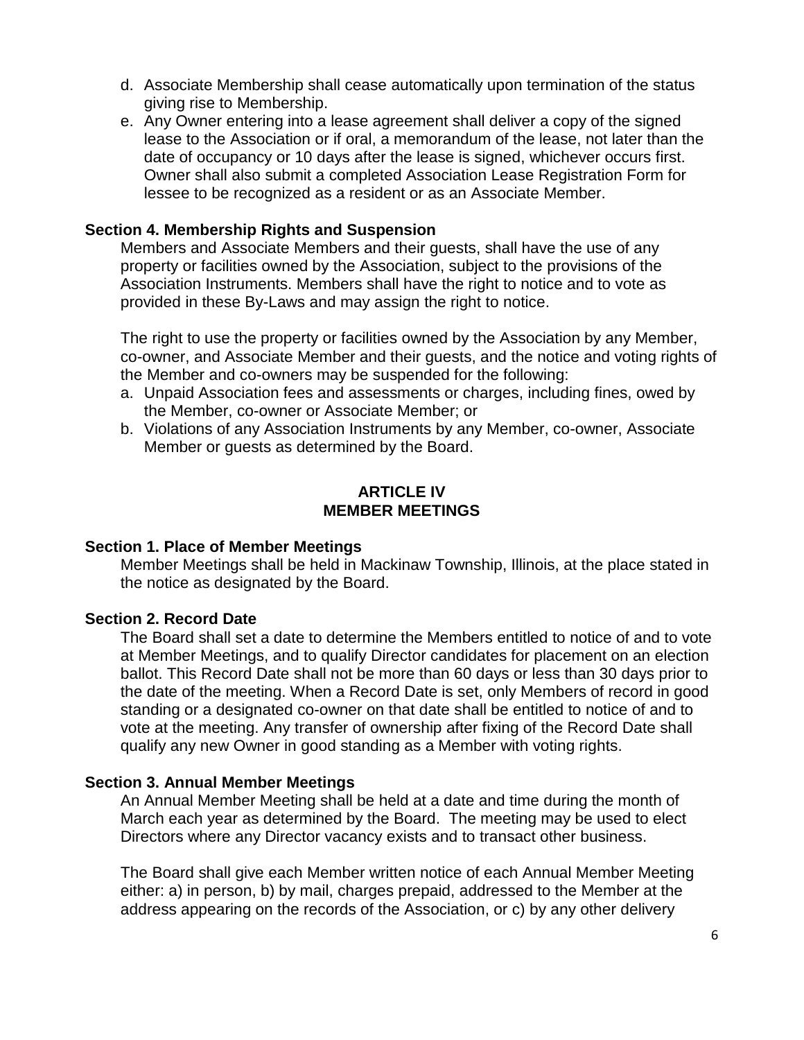d. Associate Membership shall cease automatically upon termination of the status giving rise to Membership.
e. Any Owner entering into a lease agreement shall deliver a copy of the signed lease to the Association or if oral, a memorandum of the lease, not later than the date of occupancy or 10 days after the lease is signed, whichever occurs first. Owner shall also submit a completed Association Lease Registration Form for lessee to be recognized as a resident or as an Associate Member.

**Section 4. Membership Rights and Suspension**

Members and Associate Members and their guests, shall have the use of any property or facilities owned by the Association, subject to the provisions of the Association Instruments. Members shall have the right to notice and to vote as provided in these By-Laws and may assign the right to notice.

The right to use the property or facilities owned by the Association by any Member, co-owner, and Associate Member and their guests, and the notice and voting rights of the Member and co-owners may be suspended for the following:

a. Unpaid Association fees and assessments or charges, including fines, owed by the Member, co-owner or Associate Member; or
b. Violations of any Association Instruments by any Member, co-owner, Associate Member or guests as determined by the Board.

## ARTICLE IV
## MEMBER MEETINGS

**Section 1. Place of Member Meetings**

Member Meetings shall be held in Mackinaw Township, Illinois, at the place stated in the notice as designated by the Board.

**Section 2. Record Date**

The Board shall set a date to determine the Members entitled to notice of and to vote at Member Meetings, and to qualify Director candidates for placement on an election ballot. This Record Date shall not be more than 60 days or less than 30 days prior to the date of the meeting. When a Record Date is set, only Members of record in good standing or a designated co-owner on that date shall be entitled to notice of and to vote at the meeting. Any transfer of ownership after fixing of the Record Date shall qualify any new Owner in good standing as a Member with voting rights.

**Section 3. Annual Member Meetings**

An Annual Member Meeting shall be held at a date and time during the month of March each year as determined by the Board. The meeting may be used to elect Directors where any Director vacancy exists and to transact other business.

The Board shall give each Member written notice of each Annual Member Meeting either: a) in person, b) by mail, charges prepaid, addressed to the Member at the address appearing on the records of the Association, or c) by any other delivery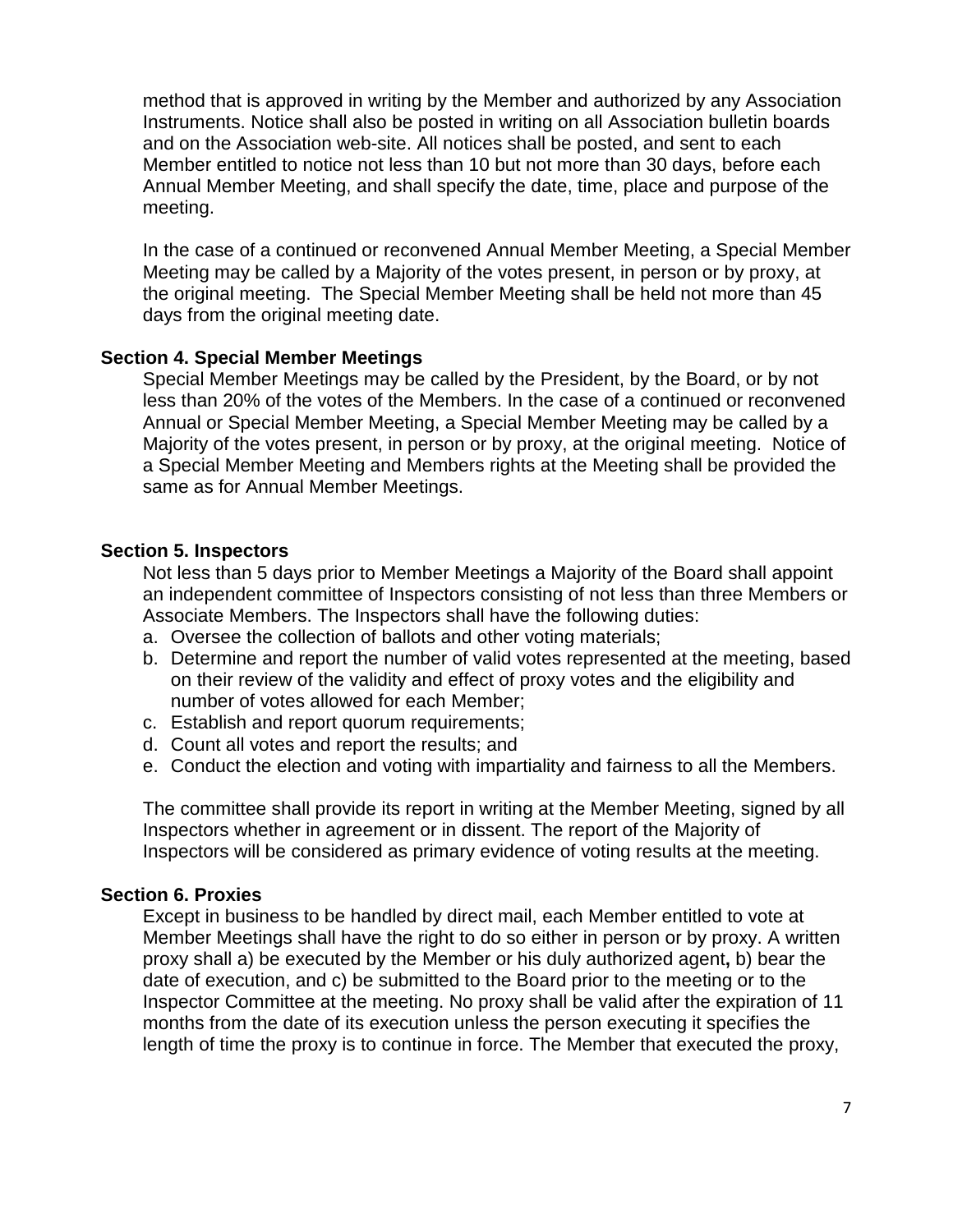method that is approved in writing by the Member and authorized by any Association Instruments. Notice shall also be posted in writing on all Association bulletin boards and on the Association web-site. All notices shall be posted, and sent to each Member entitled to notice not less than 10 but not more than 30 days, before each Annual Member Meeting, and shall specify the date, time, place and purpose of the meeting.

In the case of a continued or reconvened Annual Member Meeting, a Special Member Meeting may be called by a Majority of the votes present, in person or by proxy, at the original meeting. The Special Member Meeting shall be held not more than 45 days from the original meeting date.

**Section 4. Special Member Meetings**

Special Member Meetings may be called by the President, by the Board, or by not less than 20% of the votes of the Members. In the case of a continued or reconvened Annual or Special Member Meeting, a Special Member Meeting may be called by a Majority of the votes present, in person or by proxy, at the original meeting. Notice of a Special Member Meeting and Members rights at the Meeting shall be provided the same as for Annual Member Meetings.

**Section 5. Inspectors**

Not less than 5 days prior to Member Meetings a Majority of the Board shall appoint an independent committee of Inspectors consisting of not less than three Members or Associate Members. The Inspectors shall have the following duties:

a. Oversee the collection of ballots and other voting materials;
b. Determine and report the number of valid votes represented at the meeting, based on their review of the validity and effect of proxy votes and the eligibility and number of votes allowed for each Member;
c. Establish and report quorum requirements;
d. Count all votes and report the results; and
e. Conduct the election and voting with impartiality and fairness to all the Members.

The committee shall provide its report in writing at the Member Meeting, signed by all Inspectors whether in agreement or in dissent. The report of the Majority of Inspectors will be considered as primary evidence of voting results at the meeting.

**Section 6. Proxies**

Except in business to be handled by direct mail, each Member entitled to vote at Member Meetings shall have the right to do so either in person or by proxy. A written proxy shall a) be executed by the Member or his duly authorized agent**,** b) bear the date of execution, and c) be submitted to the Board prior to the meeting or to the Inspector Committee at the meeting. No proxy shall be valid after the expiration of 11 months from the date of its execution unless the person executing it specifies the length of time the proxy is to continue in force. The Member that executed the proxy,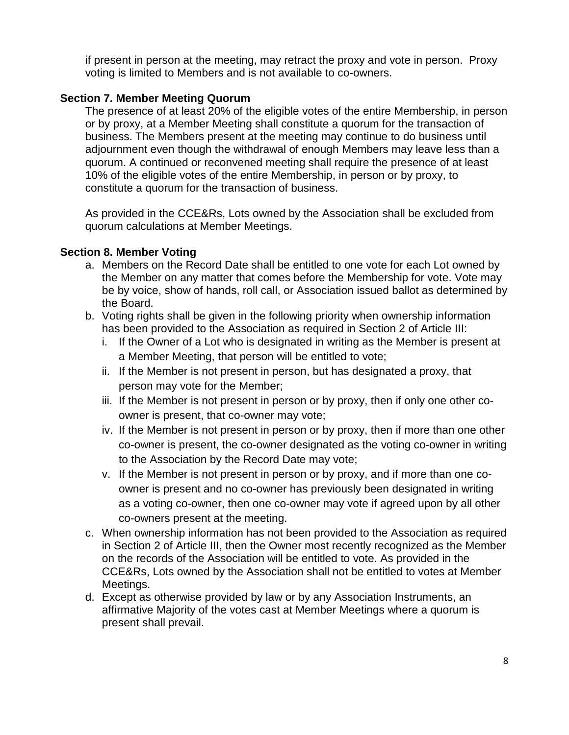if present in person at the meeting, may retract the proxy and vote in person. Proxy voting is limited to Members and is not available to co-owners.

### Section 7. Member Meeting Quorum

The presence of at least 20% of the eligible votes of the entire Membership, in person or by proxy, at a Member Meeting shall constitute a quorum for the transaction of business. The Members present at the meeting may continue to do business until adjournment even though the withdrawal of enough Members may leave less than a quorum. A continued or reconvened meeting shall require the presence of at least 10% of the eligible votes of the entire Membership, in person or by proxy, to constitute a quorum for the transaction of business.

As provided in the CCE&Rs, Lots owned by the Association shall be excluded from quorum calculations at Member Meetings.

### Section 8. Member Voting

a. Members on the Record Date shall be entitled to one vote for each Lot owned by the Member on any matter that comes before the Membership for vote. Vote may be by voice, show of hands, roll call, or Association issued ballot as determined by the Board.
b. Voting rights shall be given in the following priority when ownership information has been provided to the Association as required in Section 2 of Article III:
   i. If the Owner of a Lot who is designated in writing as the Member is present at a Member Meeting, that person will be entitled to vote;
   ii. If the Member is not present in person, but has designated a proxy, that person may vote for the Member;
   iii. If the Member is not present in person or by proxy, then if only one other co-owner is present, that co-owner may vote;
   iv. If the Member is not present in person or by proxy, then if more than one other co-owner is present, the co-owner designated as the voting co-owner in writing to the Association by the Record Date may vote;
   v. If the Member is not present in person or by proxy, and if more than one co-owner is present and no co-owner has previously been designated in writing as a voting co-owner, then one co-owner may vote if agreed upon by all other co-owners present at the meeting.
c. When ownership information has not been provided to the Association as required in Section 2 of Article III, then the Owner most recently recognized as the Member on the records of the Association will be entitled to vote. As provided in the CCE&Rs, Lots owned by the Association shall not be entitled to votes at Member Meetings.
d. Except as otherwise provided by law or by any Association Instruments, an affirmative Majority of the votes cast at Member Meetings where a quorum is present shall prevail.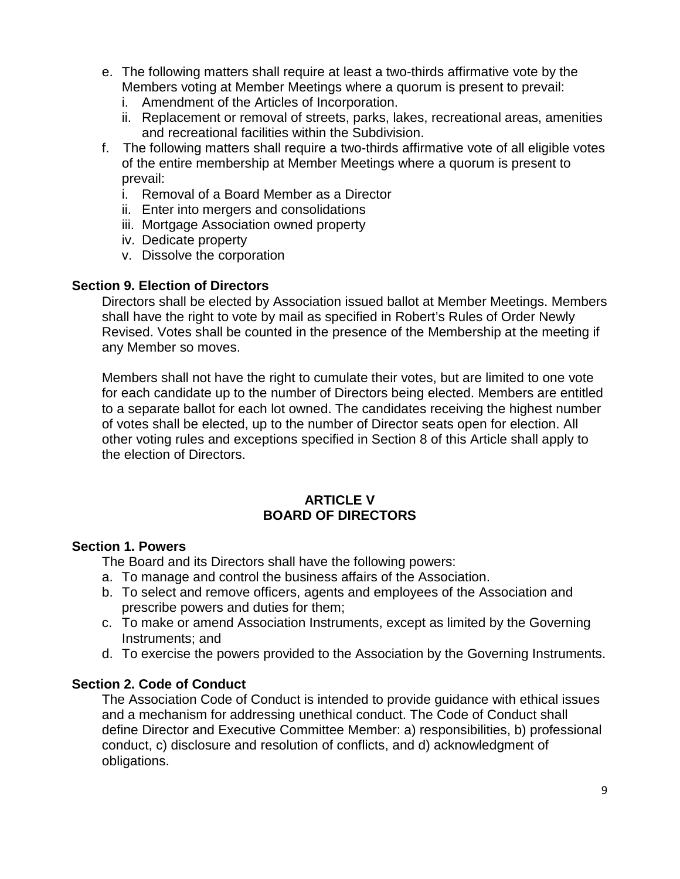e. The following matters shall require at least a two-thirds affirmative vote by the Members voting at Member Meetings where a quorum is present to prevail:
   i. Amendment of the Articles of Incorporation.
   ii. Replacement or removal of streets, parks, lakes, recreational areas, amenities and recreational facilities within the Subdivision.
f. The following matters shall require a two-thirds affirmative vote of all eligible votes of the entire membership at Member Meetings where a quorum is present to prevail:
   i. Removal of a Board Member as a Director
   ii. Enter into mergers and consolidations
   iii. Mortgage Association owned property
   iv. Dedicate property
   v. Dissolve the corporation

**Section 9. Election of Directors**

Directors shall be elected by Association issued ballot at Member Meetings. Members shall have the right to vote by mail as specified in Robert's Rules of Order Newly Revised. Votes shall be counted in the presence of the Membership at the meeting if any Member so moves.

Members shall not have the right to cumulate their votes, but are limited to one vote for each candidate up to the number of Directors being elected. Members are entitled to a separate ballot for each lot owned. The candidates receiving the highest number of votes shall be elected, up to the number of Director seats open for election. All other voting rules and exceptions specified in Section 8 of this Article shall apply to the election of Directors.

## ARTICLE V
## BOARD OF DIRECTORS

**Section 1. Powers**

The Board and its Directors shall have the following powers:

a. To manage and control the business affairs of the Association.
b. To select and remove officers, agents and employees of the Association and prescribe powers and duties for them;
c. To make or amend Association Instruments, except as limited by the Governing Instruments; and
d. To exercise the powers provided to the Association by the Governing Instruments.

**Section 2. Code of Conduct**

The Association Code of Conduct is intended to provide guidance with ethical issues and a mechanism for addressing unethical conduct. The Code of Conduct shall define Director and Executive Committee Member: a) responsibilities, b) professional conduct, c) disclosure and resolution of conflicts, and d) acknowledgment of obligations.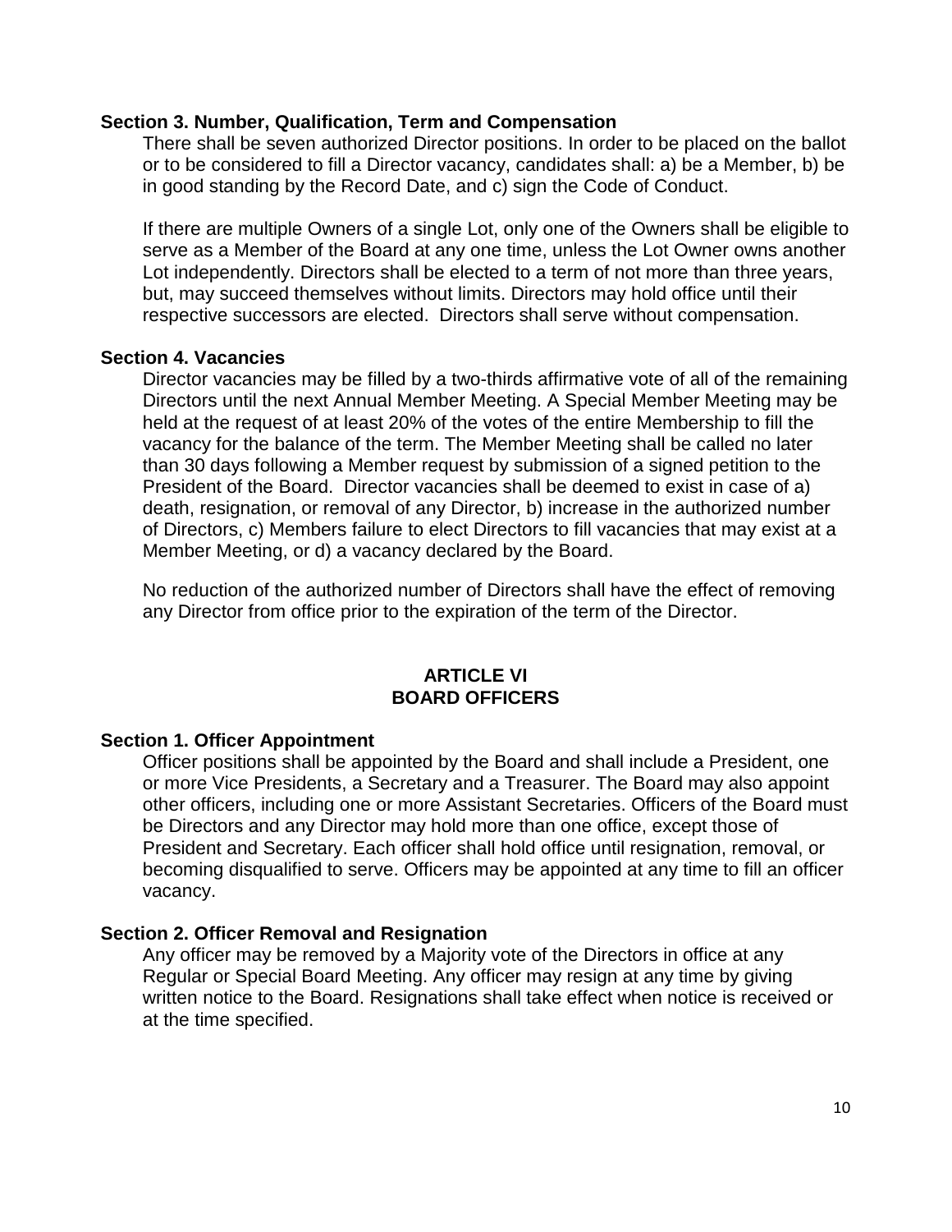### Section 3. Number, Qualification, Term and Compensation

There shall be seven authorized Director positions. In order to be placed on the ballot or to be considered to fill a Director vacancy, candidates shall: a) be a Member, b) be in good standing by the Record Date, and c) sign the Code of Conduct.

If there are multiple Owners of a single Lot, only one of the Owners shall be eligible to serve as a Member of the Board at any one time, unless the Lot Owner owns another Lot independently. Directors shall be elected to a term of not more than three years, but, may succeed themselves without limits. Directors may hold office until their respective successors are elected. Directors shall serve without compensation.

### Section 4. Vacancies

Director vacancies may be filled by a two-thirds affirmative vote of all of the remaining Directors until the next Annual Member Meeting. A Special Member Meeting may be held at the request of at least 20% of the votes of the entire Membership to fill the vacancy for the balance of the term. The Member Meeting shall be called no later than 30 days following a Member request by submission of a signed petition to the President of the Board. Director vacancies shall be deemed to exist in case of a) death, resignation, or removal of any Director, b) increase in the authorized number of Directors, c) Members failure to elect Directors to fill vacancies that may exist at a Member Meeting, or d) a vacancy declared by the Board.

No reduction of the authorized number of Directors shall have the effect of removing any Director from office prior to the expiration of the term of the Director.

## ARTICLE VI
## BOARD OFFICERS

### Section 1. Officer Appointment

Officer positions shall be appointed by the Board and shall include a President, one or more Vice Presidents, a Secretary and a Treasurer. The Board may also appoint other officers, including one or more Assistant Secretaries. Officers of the Board must be Directors and any Director may hold more than one office, except those of President and Secretary. Each officer shall hold office until resignation, removal, or becoming disqualified to serve. Officers may be appointed at any time to fill an officer vacancy.

### Section 2. Officer Removal and Resignation

Any officer may be removed by a Majority vote of the Directors in office at any Regular or Special Board Meeting. Any officer may resign at any time by giving written notice to the Board. Resignations shall take effect when notice is received or at the time specified.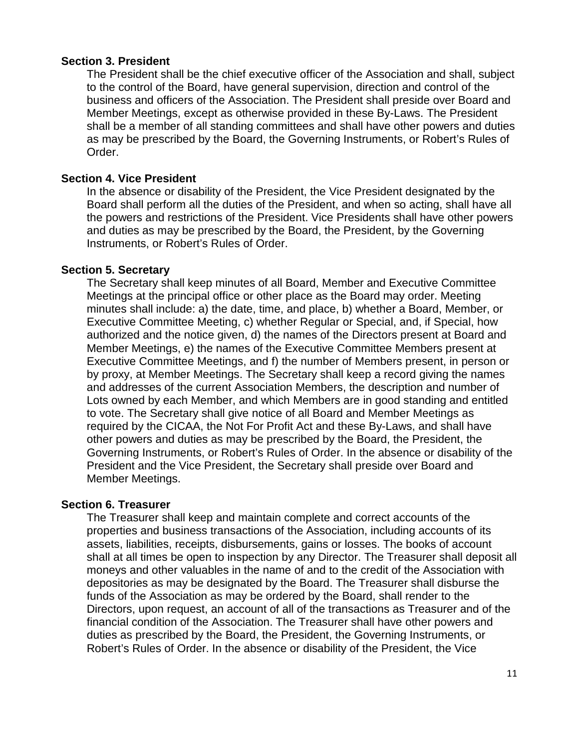**Section 3. President**

The President shall be the chief executive officer of the Association and shall, subject to the control of the Board, have general supervision, direction and control of the business and officers of the Association. The President shall preside over Board and Member Meetings, except as otherwise provided in these By-Laws. The President shall be a member of all standing committees and shall have other powers and duties as may be prescribed by the Board, the Governing Instruments, or Robert's Rules of Order.

**Section 4. Vice President**

In the absence or disability of the President, the Vice President designated by the Board shall perform all the duties of the President, and when so acting, shall have all the powers and restrictions of the President. Vice Presidents shall have other powers and duties as may be prescribed by the Board, the President, by the Governing Instruments, or Robert's Rules of Order.

**Section 5. Secretary**

The Secretary shall keep minutes of all Board, Member and Executive Committee Meetings at the principal office or other place as the Board may order. Meeting minutes shall include: a) the date, time, and place, b) whether a Board, Member, or Executive Committee Meeting, c) whether Regular or Special, and, if Special, how authorized and the notice given, d) the names of the Directors present at Board and Member Meetings, e) the names of the Executive Committee Members present at Executive Committee Meetings, and f) the number of Members present, in person or by proxy, at Member Meetings. The Secretary shall keep a record giving the names and addresses of the current Association Members, the description and number of Lots owned by each Member, and which Members are in good standing and entitled to vote. The Secretary shall give notice of all Board and Member Meetings as required by the CICAA, the Not For Profit Act and these By-Laws, and shall have other powers and duties as may be prescribed by the Board, the President, the Governing Instruments, or Robert's Rules of Order. In the absence or disability of the President and the Vice President, the Secretary shall preside over Board and Member Meetings.

**Section 6. Treasurer**

The Treasurer shall keep and maintain complete and correct accounts of the properties and business transactions of the Association, including accounts of its assets, liabilities, receipts, disbursements, gains or losses. The books of account shall at all times be open to inspection by any Director. The Treasurer shall deposit all moneys and other valuables in the name of and to the credit of the Association with depositories as may be designated by the Board. The Treasurer shall disburse the funds of the Association as may be ordered by the Board, shall render to the Directors, upon request, an account of all of the transactions as Treasurer and of the financial condition of the Association. The Treasurer shall have other powers and duties as prescribed by the Board, the President, the Governing Instruments, or Robert's Rules of Order. In the absence or disability of the President, the Vice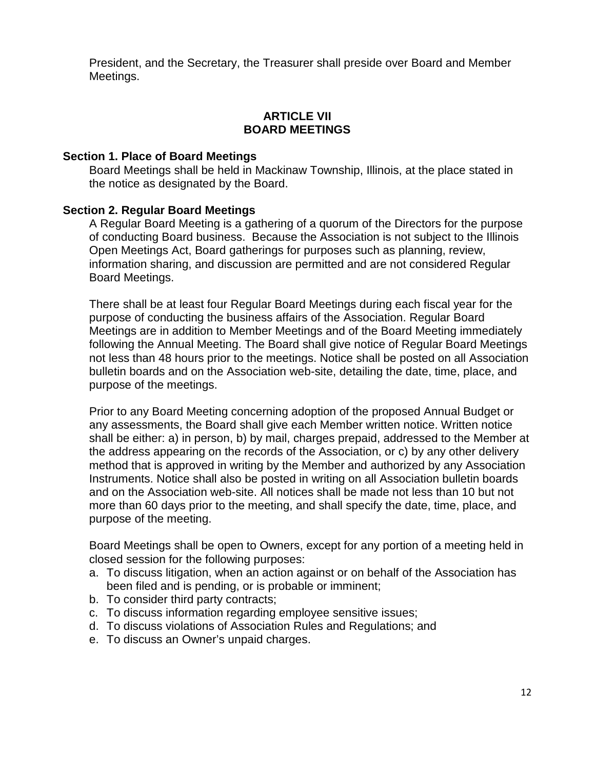President, and the Secretary, the Treasurer shall preside over Board and Member Meetings.

## ARTICLE VII
## BOARD MEETINGS

### Section 1. Place of Board Meetings

Board Meetings shall be held in Mackinaw Township, Illinois, at the place stated in the notice as designated by the Board.

### Section 2. Regular Board Meetings

A Regular Board Meeting is a gathering of a quorum of the Directors for the purpose of conducting Board business. Because the Association is not subject to the Illinois Open Meetings Act, Board gatherings for purposes such as planning, review, information sharing, and discussion are permitted and are not considered Regular Board Meetings.

There shall be at least four Regular Board Meetings during each fiscal year for the purpose of conducting the business affairs of the Association. Regular Board Meetings are in addition to Member Meetings and of the Board Meeting immediately following the Annual Meeting. The Board shall give notice of Regular Board Meetings not less than 48 hours prior to the meetings. Notice shall be posted on all Association bulletin boards and on the Association web-site, detailing the date, time, place, and purpose of the meetings.

Prior to any Board Meeting concerning adoption of the proposed Annual Budget or any assessments, the Board shall give each Member written notice. Written notice shall be either: a) in person, b) by mail, charges prepaid, addressed to the Member at the address appearing on the records of the Association, or c) by any other delivery method that is approved in writing by the Member and authorized by any Association Instruments. Notice shall also be posted in writing on all Association bulletin boards and on the Association web-site. All notices shall be made not less than 10 but not more than 60 days prior to the meeting, and shall specify the date, time, place, and purpose of the meeting.

Board Meetings shall be open to Owners, except for any portion of a meeting held in closed session for the following purposes:

a. To discuss litigation, when an action against or on behalf of the Association has been filed and is pending, or is probable or imminent;
b. To consider third party contracts;
c. To discuss information regarding employee sensitive issues;
d. To discuss violations of Association Rules and Regulations; and
e. To discuss an Owner's unpaid charges.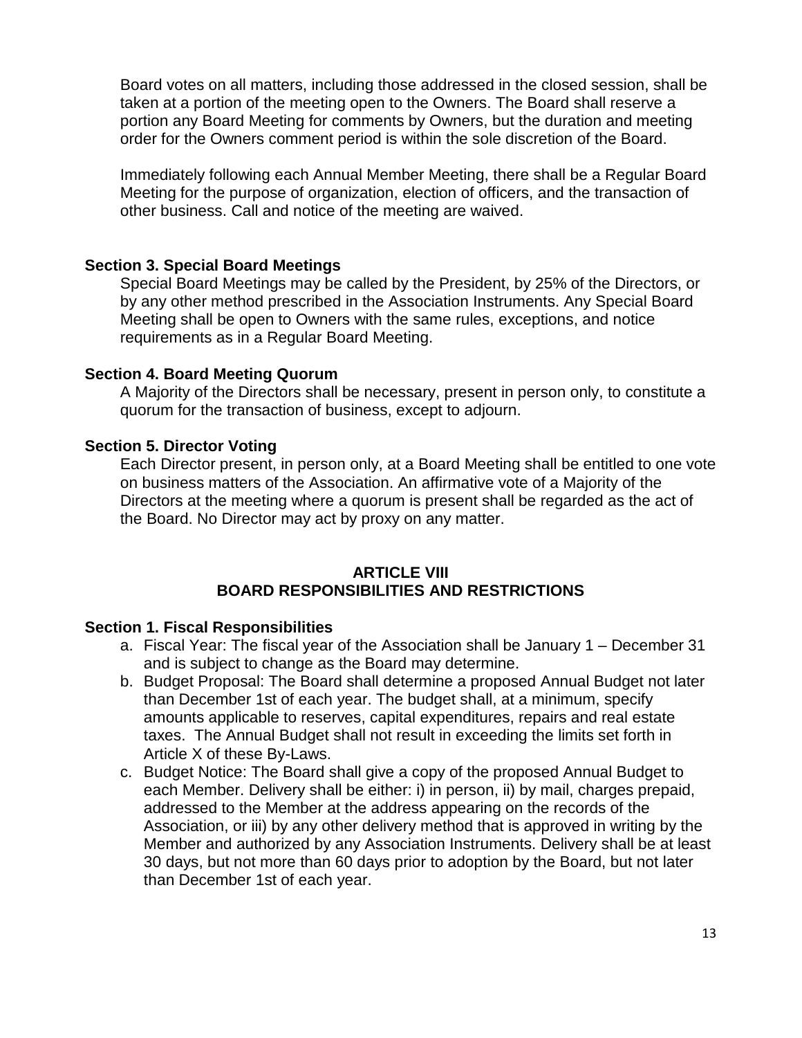Board votes on all matters, including those addressed in the closed session, shall be taken at a portion of the meeting open to the Owners. The Board shall reserve a portion any Board Meeting for comments by Owners, but the duration and meeting order for the Owners comment period is within the sole discretion of the Board.

Immediately following each Annual Member Meeting, there shall be a Regular Board Meeting for the purpose of organization, election of officers, and the transaction of other business. Call and notice of the meeting are waived.

**Section 3. Special Board Meetings**

Special Board Meetings may be called by the President, by 25% of the Directors, or by any other method prescribed in the Association Instruments. Any Special Board Meeting shall be open to Owners with the same rules, exceptions, and notice requirements as in a Regular Board Meeting.

**Section 4. Board Meeting Quorum**

A Majority of the Directors shall be necessary, present in person only, to constitute a quorum for the transaction of business, except to adjourn.

**Section 5. Director Voting**

Each Director present, in person only, at a Board Meeting shall be entitled to one vote on business matters of the Association. An affirmative vote of a Majority of the Directors at the meeting where a quorum is present shall be regarded as the act of the Board. No Director may act by proxy on any matter.

## ARTICLE VIII
## BOARD RESPONSIBILITIES AND RESTRICTIONS

**Section 1. Fiscal Responsibilities**

a. Fiscal Year: The fiscal year of the Association shall be January 1 – December 31 and is subject to change as the Board may determine.
b. Budget Proposal: The Board shall determine a proposed Annual Budget not later than December 1st of each year. The budget shall, at a minimum, specify amounts applicable to reserves, capital expenditures, repairs and real estate taxes. The Annual Budget shall not result in exceeding the limits set forth in Article X of these By-Laws.
c. Budget Notice: The Board shall give a copy of the proposed Annual Budget to each Member. Delivery shall be either: i) in person, ii) by mail, charges prepaid, addressed to the Member at the address appearing on the records of the Association, or iii) by any other delivery method that is approved in writing by the Member and authorized by any Association Instruments. Delivery shall be at least 30 days, but not more than 60 days prior to adoption by the Board, but not later than December 1st of each year.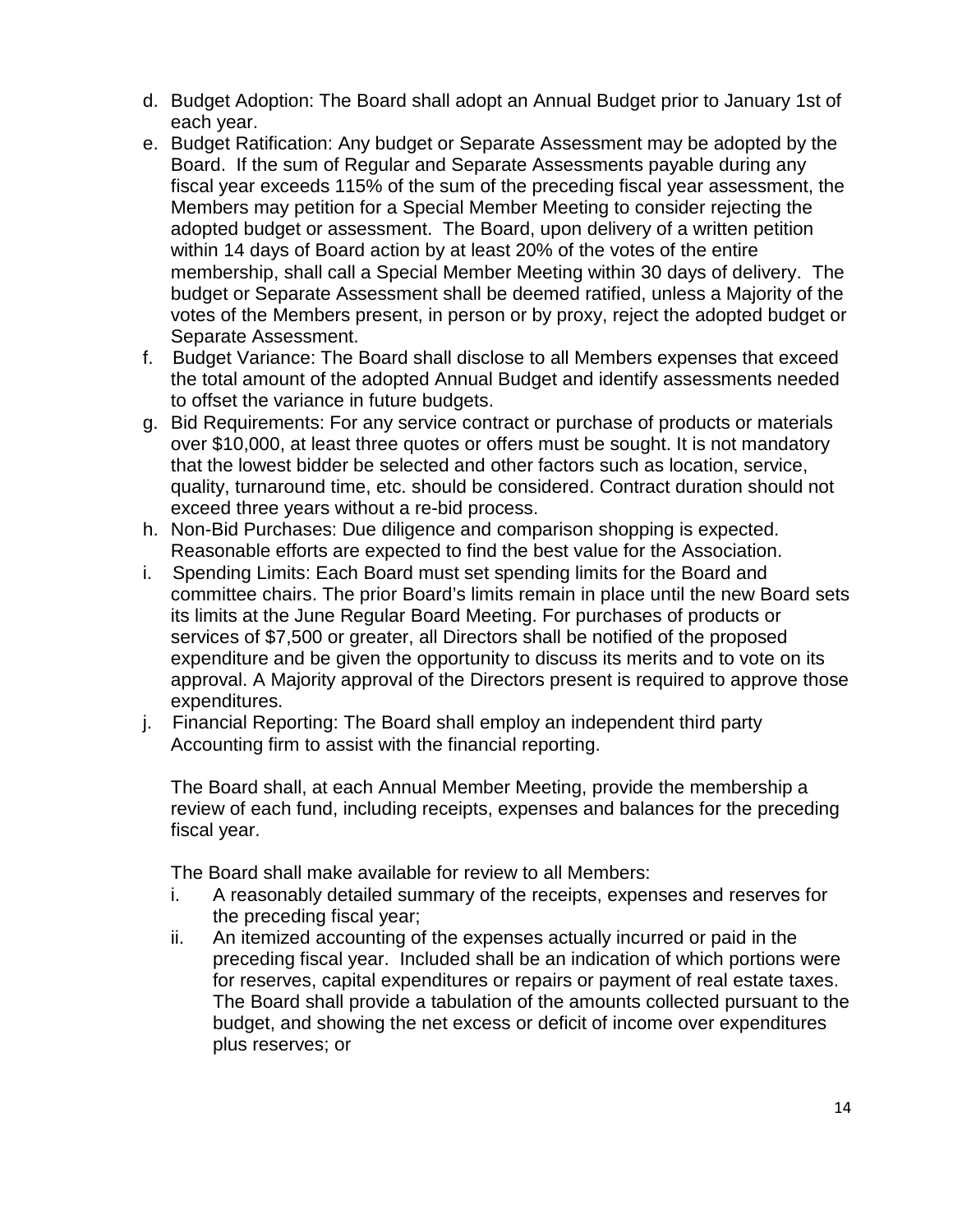d. Budget Adoption: The Board shall adopt an Annual Budget prior to January 1st of each year.
e. Budget Ratification: Any budget or Separate Assessment may be adopted by the Board. If the sum of Regular and Separate Assessments payable during any fiscal year exceeds 115% of the sum of the preceding fiscal year assessment, the Members may petition for a Special Member Meeting to consider rejecting the adopted budget or assessment. The Board, upon delivery of a written petition within 14 days of Board action by at least 20% of the votes of the entire membership, shall call a Special Member Meeting within 30 days of delivery. The budget or Separate Assessment shall be deemed ratified, unless a Majority of the votes of the Members present, in person or by proxy, reject the adopted budget or Separate Assessment.
f. Budget Variance: The Board shall disclose to all Members expenses that exceed the total amount of the adopted Annual Budget and identify assessments needed to offset the variance in future budgets.
g. Bid Requirements: For any service contract or purchase of products or materials over $10,000, at least three quotes or offers must be sought. It is not mandatory that the lowest bidder be selected and other factors such as location, service, quality, turnaround time, etc. should be considered. Contract duration should not exceed three years without a re-bid process.
h. Non-Bid Purchases: Due diligence and comparison shopping is expected. Reasonable efforts are expected to find the best value for the Association.
i. Spending Limits: Each Board must set spending limits for the Board and committee chairs. The prior Board's limits remain in place until the new Board sets its limits at the June Regular Board Meeting. For purchases of products or services of $7,500 or greater, all Directors shall be notified of the proposed expenditure and be given the opportunity to discuss its merits and to vote on its approval. A Majority approval of the Directors present is required to approve those expenditures.
j. Financial Reporting: The Board shall employ an independent third party Accounting firm to assist with the financial reporting.

   The Board shall, at each Annual Member Meeting, provide the membership a review of each fund, including receipts, expenses and balances for the preceding fiscal year.

   The Board shall make available for review to all Members:

   i. A reasonably detailed summary of the receipts, expenses and reserves for the preceding fiscal year;
   ii. An itemized accounting of the expenses actually incurred or paid in the preceding fiscal year. Included shall be an indication of which portions were for reserves, capital expenditures or repairs or payment of real estate taxes. The Board shall provide a tabulation of the amounts collected pursuant to the budget, and showing the net excess or deficit of income over expenditures plus reserves; or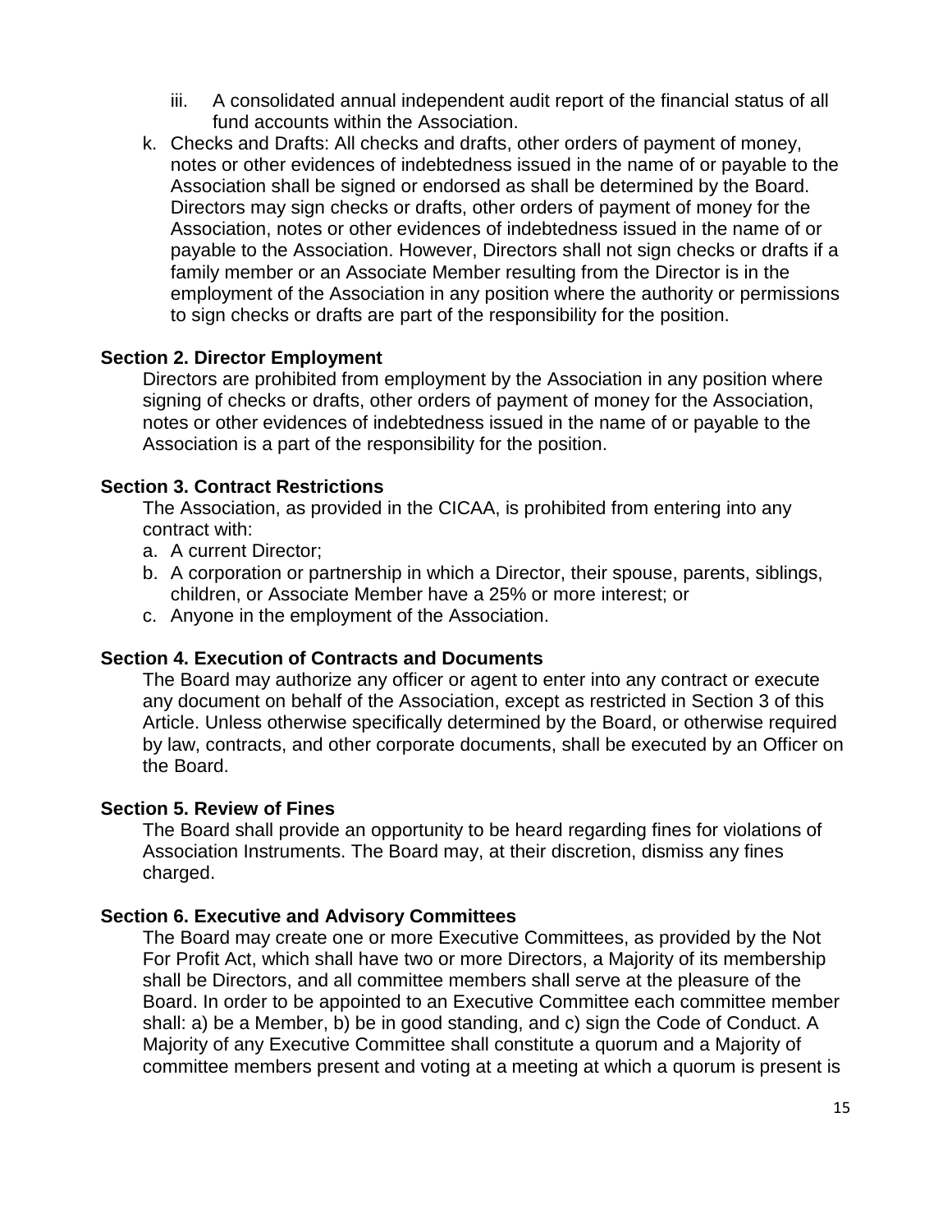iii. A consolidated annual independent audit report of the financial status of all fund accounts within the Association.

k. Checks and Drafts: All checks and drafts, other orders of payment of money, notes or other evidences of indebtedness issued in the name of or payable to the Association shall be signed or endorsed as shall be determined by the Board. Directors may sign checks or drafts, other orders of payment of money for the Association, notes or other evidences of indebtedness issued in the name of or payable to the Association. However, Directors shall not sign checks or drafts if a family member or an Associate Member resulting from the Director is in the employment of the Association in any position where the authority or permissions to sign checks or drafts are part of the responsibility for the position.

**Section 2. Director Employment**

Directors are prohibited from employment by the Association in any position where signing of checks or drafts, other orders of payment of money for the Association, notes or other evidences of indebtedness issued in the name of or payable to the Association is a part of the responsibility for the position.

**Section 3. Contract Restrictions**

The Association, as provided in the CICAA, is prohibited from entering into any contract with:

a. A current Director;
b. A corporation or partnership in which a Director, their spouse, parents, siblings, children, or Associate Member have a 25% or more interest; or
c. Anyone in the employment of the Association.

**Section 4. Execution of Contracts and Documents**

The Board may authorize any officer or agent to enter into any contract or execute any document on behalf of the Association, except as restricted in Section 3 of this Article. Unless otherwise specifically determined by the Board, or otherwise required by law, contracts, and other corporate documents, shall be executed by an Officer on the Board.

**Section 5. Review of Fines**

The Board shall provide an opportunity to be heard regarding fines for violations of Association Instruments. The Board may, at their discretion, dismiss any fines charged.

**Section 6. Executive and Advisory Committees**

The Board may create one or more Executive Committees, as provided by the Not For Profit Act, which shall have two or more Directors, a Majority of its membership shall be Directors, and all committee members shall serve at the pleasure of the Board. In order to be appointed to an Executive Committee each committee member shall: a) be a Member, b) be in good standing, and c) sign the Code of Conduct. A Majority of any Executive Committee shall constitute a quorum and a Majority of committee members present and voting at a meeting at which a quorum is present is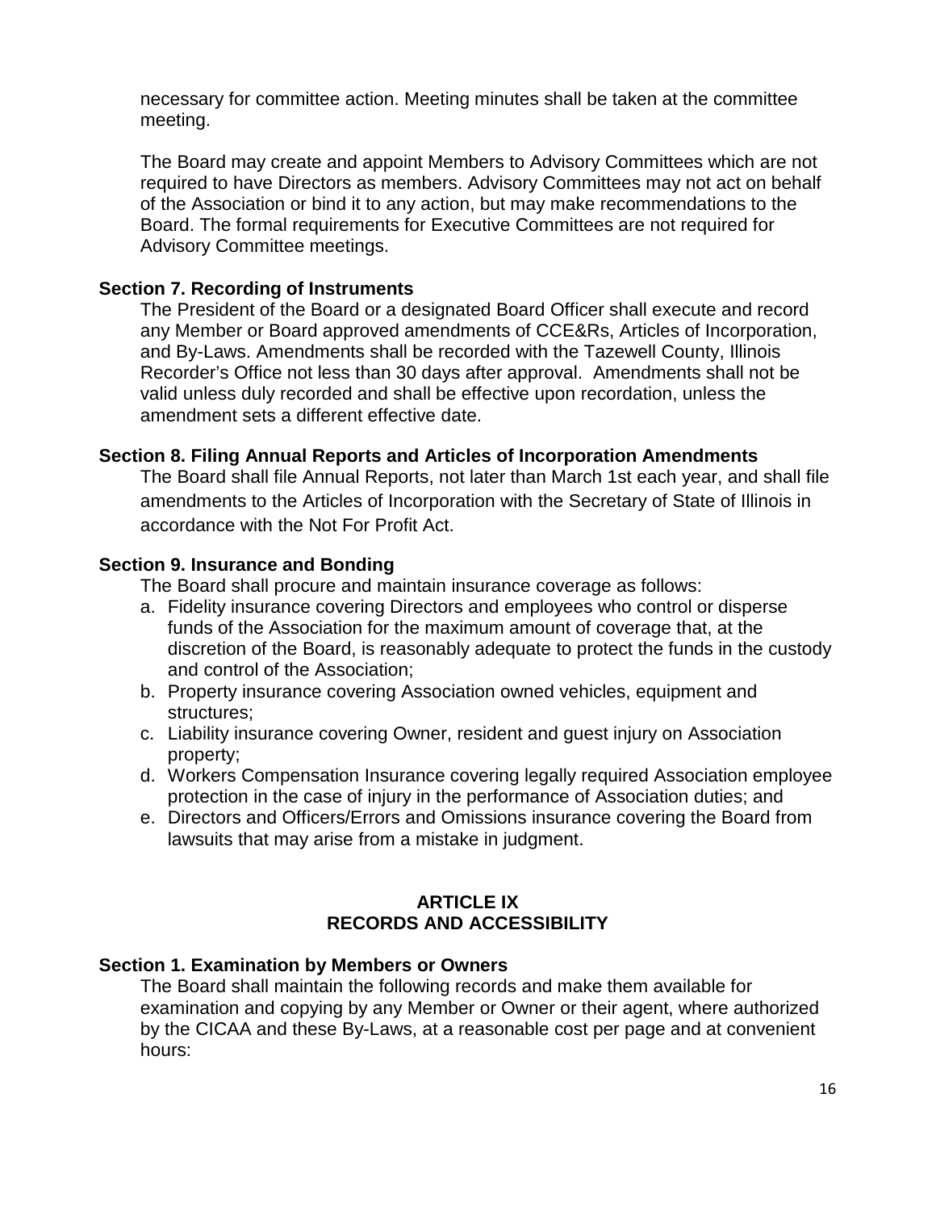necessary for committee action. Meeting minutes shall be taken at the committee meeting.

The Board may create and appoint Members to Advisory Committees which are not required to have Directors as members. Advisory Committees may not act on behalf of the Association or bind it to any action, but may make recommendations to the Board. The formal requirements for Executive Committees are not required for Advisory Committee meetings.

**Section 7. Recording of Instruments**

The President of the Board or a designated Board Officer shall execute and record any Member or Board approved amendments of CCE&Rs, Articles of Incorporation, and By-Laws. Amendments shall be recorded with the Tazewell County, Illinois Recorder's Office not less than 30 days after approval. Amendments shall not be valid unless duly recorded and shall be effective upon recordation, unless the amendment sets a different effective date.

**Section 8. Filing Annual Reports and Articles of Incorporation Amendments**

The Board shall file Annual Reports, not later than March 1st each year, and shall file amendments to the Articles of Incorporation with the Secretary of State of Illinois in accordance with the Not For Profit Act.

**Section 9. Insurance and Bonding**

The Board shall procure and maintain insurance coverage as follows:

a. Fidelity insurance covering Directors and employees who control or disperse funds of the Association for the maximum amount of coverage that, at the discretion of the Board, is reasonably adequate to protect the funds in the custody and control of the Association;
b. Property insurance covering Association owned vehicles, equipment and structures;
c. Liability insurance covering Owner, resident and guest injury on Association property;
d. Workers Compensation Insurance covering legally required Association employee protection in the case of injury in the performance of Association duties; and
e. Directors and Officers/Errors and Omissions insurance covering the Board from lawsuits that may arise from a mistake in judgment.

## ARTICLE IX
## RECORDS AND ACCESSIBILITY

**Section 1. Examination by Members or Owners**

The Board shall maintain the following records and make them available for examination and copying by any Member or Owner or their agent, where authorized by the CICAA and these By-Laws, at a reasonable cost per page and at convenient hours: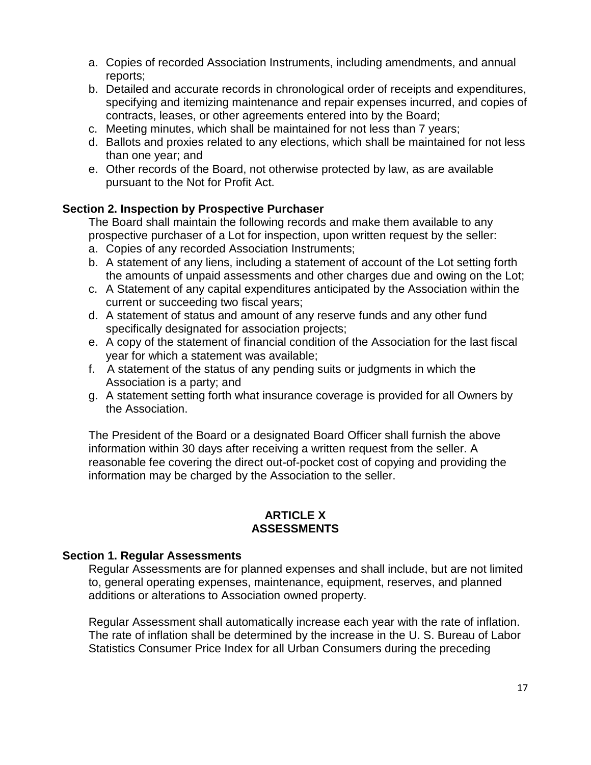a. Copies of recorded Association Instruments, including amendments, and annual reports;
b. Detailed and accurate records in chronological order of receipts and expenditures, specifying and itemizing maintenance and repair expenses incurred, and copies of contracts, leases, or other agreements entered into by the Board;
c. Meeting minutes, which shall be maintained for not less than 7 years;
d. Ballots and proxies related to any elections, which shall be maintained for not less than one year; and
e. Other records of the Board, not otherwise protected by law, as are available pursuant to the Not for Profit Act.

**Section 2. Inspection by Prospective Purchaser**

The Board shall maintain the following records and make them available to any prospective purchaser of a Lot for inspection, upon written request by the seller:

a. Copies of any recorded Association Instruments;
b. A statement of any liens, including a statement of account of the Lot setting forth the amounts of unpaid assessments and other charges due and owing on the Lot;
c. A Statement of any capital expenditures anticipated by the Association within the current or succeeding two fiscal years;
d. A statement of status and amount of any reserve funds and any other fund specifically designated for association projects;
e. A copy of the statement of financial condition of the Association for the last fiscal year for which a statement was available;
f. A statement of the status of any pending suits or judgments in which the Association is a party; and
g. A statement setting forth what insurance coverage is provided for all Owners by the Association.

The President of the Board or a designated Board Officer shall furnish the above information within 30 days after receiving a written request from the seller. A reasonable fee covering the direct out-of-pocket cost of copying and providing the information may be charged by the Association to the seller.

## ARTICLE X
## ASSESSMENTS

**Section 1. Regular Assessments**

Regular Assessments are for planned expenses and shall include, but are not limited to, general operating expenses, maintenance, equipment, reserves, and planned additions or alterations to Association owned property.

Regular Assessment shall automatically increase each year with the rate of inflation. The rate of inflation shall be determined by the increase in the U. S. Bureau of Labor Statistics Consumer Price Index for all Urban Consumers during the preceding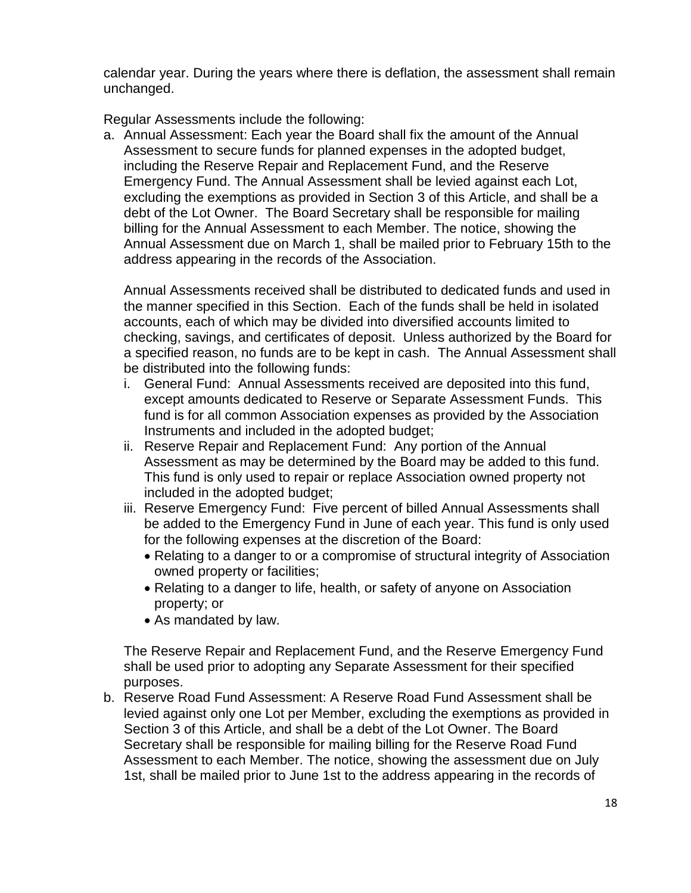calendar year. During the years where there is deflation, the assessment shall remain unchanged.

Regular Assessments include the following:

a. Annual Assessment: Each year the Board shall fix the amount of the Annual Assessment to secure funds for planned expenses in the adopted budget, including the Reserve Repair and Replacement Fund, and the Reserve Emergency Fund. The Annual Assessment shall be levied against each Lot, excluding the exemptions as provided in Section 3 of this Article, and shall be a debt of the Lot Owner. The Board Secretary shall be responsible for mailing billing for the Annual Assessment to each Member. The notice, showing the Annual Assessment due on March 1, shall be mailed prior to February 15th to the address appearing in the records of the Association.

   Annual Assessments received shall be distributed to dedicated funds and used in the manner specified in this Section. Each of the funds shall be held in isolated accounts, each of which may be divided into diversified accounts limited to checking, savings, and certificates of deposit. Unless authorized by the Board for a specified reason, no funds are to be kept in cash. The Annual Assessment shall be distributed into the following funds:

   i. General Fund: Annual Assessments received are deposited into this fund, except amounts dedicated to Reserve or Separate Assessment Funds. This fund is for all common Association expenses as provided by the Association Instruments and included in the adopted budget;
   ii. Reserve Repair and Replacement Fund: Any portion of the Annual Assessment as may be determined by the Board may be added to this fund. This fund is only used to repair or replace Association owned property not included in the adopted budget;
   iii. Reserve Emergency Fund: Five percent of billed Annual Assessments shall be added to the Emergency Fund in June of each year. This fund is only used for the following expenses at the discretion of the Board:
      - Relating to a danger to or a compromise of structural integrity of Association owned property or facilities;
      - Relating to a danger to life, health, or safety of anyone on Association property; or
      - As mandated by law.

   The Reserve Repair and Replacement Fund, and the Reserve Emergency Fund shall be used prior to adopting any Separate Assessment for their specified purposes.

b. Reserve Road Fund Assessment: A Reserve Road Fund Assessment shall be levied against only one Lot per Member, excluding the exemptions as provided in Section 3 of this Article, and shall be a debt of the Lot Owner. The Board Secretary shall be responsible for mailing billing for the Reserve Road Fund Assessment to each Member. The notice, showing the assessment due on July 1st, shall be mailed prior to June 1st to the address appearing in the records of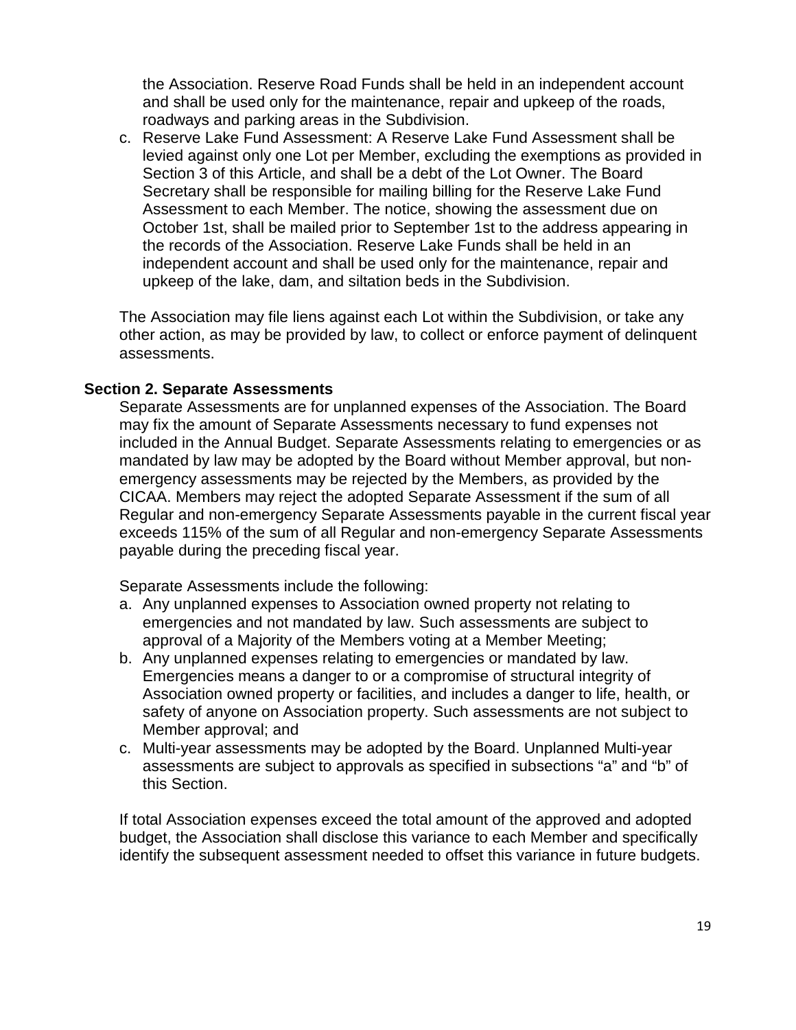the Association. Reserve Road Funds shall be held in an independent account and shall be used only for the maintenance, repair and upkeep of the roads, roadways and parking areas in the Subdivision.

c. Reserve Lake Fund Assessment: A Reserve Lake Fund Assessment shall be levied against only one Lot per Member, excluding the exemptions as provided in Section 3 of this Article, and shall be a debt of the Lot Owner. The Board Secretary shall be responsible for mailing billing for the Reserve Lake Fund Assessment to each Member. The notice, showing the assessment due on October 1st, shall be mailed prior to September 1st to the address appearing in the records of the Association. Reserve Lake Funds shall be held in an independent account and shall be used only for the maintenance, repair and upkeep of the lake, dam, and siltation beds in the Subdivision.

The Association may file liens against each Lot within the Subdivision, or take any other action, as may be provided by law, to collect or enforce payment of delinquent assessments.

**Section 2. Separate Assessments**

Separate Assessments are for unplanned expenses of the Association. The Board may fix the amount of Separate Assessments necessary to fund expenses not included in the Annual Budget. Separate Assessments relating to emergencies or as mandated by law may be adopted by the Board without Member approval, but non-emergency assessments may be rejected by the Members, as provided by the CICAA. Members may reject the adopted Separate Assessment if the sum of all Regular and non-emergency Separate Assessments payable in the current fiscal year exceeds 115% of the sum of all Regular and non-emergency Separate Assessments payable during the preceding fiscal year.

Separate Assessments include the following:

a. Any unplanned expenses to Association owned property not relating to emergencies and not mandated by law. Such assessments are subject to approval of a Majority of the Members voting at a Member Meeting;
b. Any unplanned expenses relating to emergencies or mandated by law. Emergencies means a danger to or a compromise of structural integrity of Association owned property or facilities, and includes a danger to life, health, or safety of anyone on Association property. Such assessments are not subject to Member approval; and
c. Multi-year assessments may be adopted by the Board. Unplanned Multi-year assessments are subject to approvals as specified in subsections “a” and “b” of this Section.

If total Association expenses exceed the total amount of the approved and adopted budget, the Association shall disclose this variance to each Member and specifically identify the subsequent assessment needed to offset this variance in future budgets.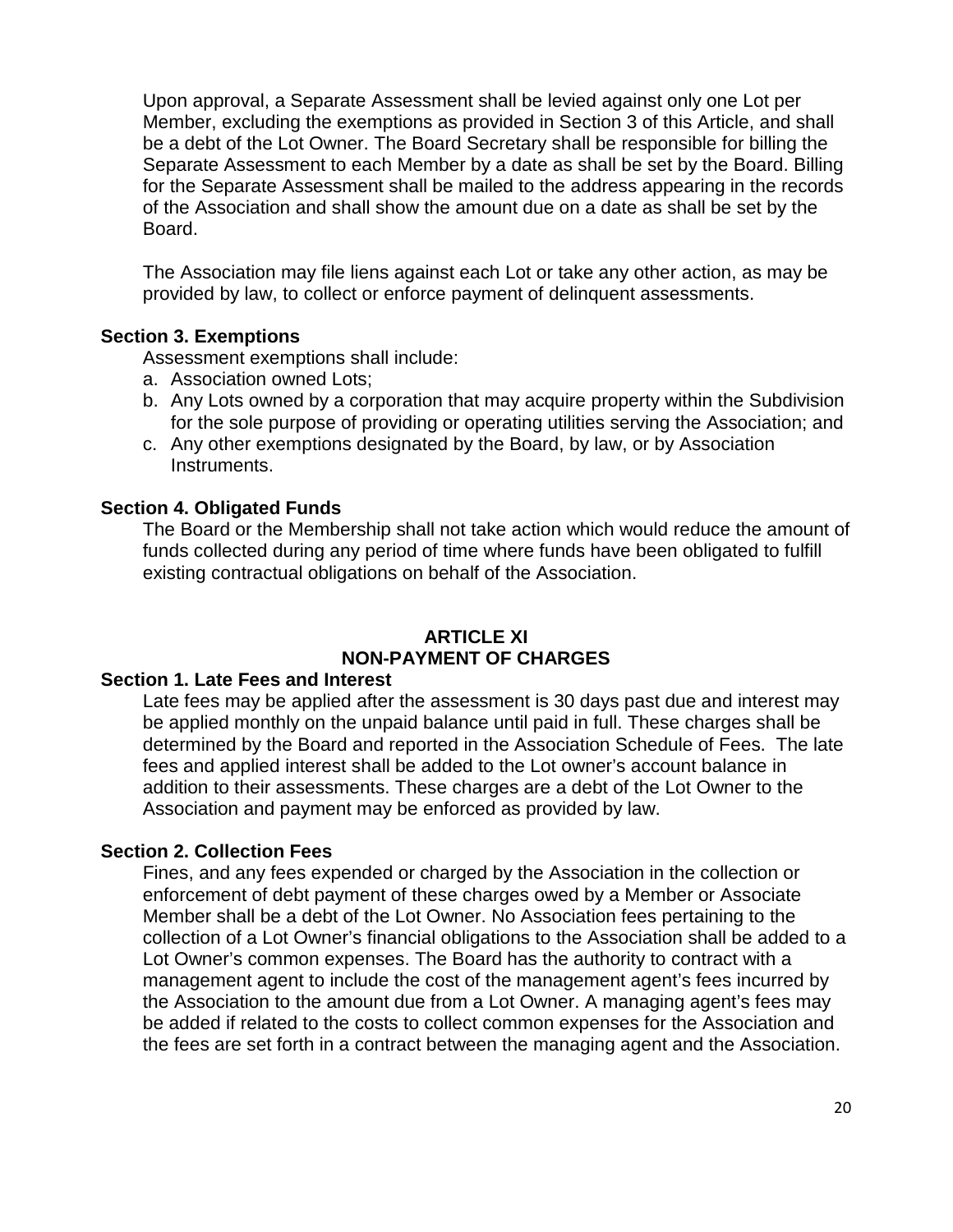Upon approval, a Separate Assessment shall be levied against only one Lot per Member, excluding the exemptions as provided in Section 3 of this Article, and shall be a debt of the Lot Owner. The Board Secretary shall be responsible for billing the Separate Assessment to each Member by a date as shall be set by the Board. Billing for the Separate Assessment shall be mailed to the address appearing in the records of the Association and shall show the amount due on a date as shall be set by the Board.

The Association may file liens against each Lot or take any other action, as may be provided by law, to collect or enforce payment of delinquent assessments.

**Section 3. Exemptions**

Assessment exemptions shall include:

a. Association owned Lots;
b. Any Lots owned by a corporation that may acquire property within the Subdivision for the sole purpose of providing or operating utilities serving the Association; and
c. Any other exemptions designated by the Board, by law, or by Association Instruments.

**Section 4. Obligated Funds**

The Board or the Membership shall not take action which would reduce the amount of funds collected during any period of time where funds have been obligated to fulfill existing contractual obligations on behalf of the Association.

## ARTICLE XI
## NON-PAYMENT OF CHARGES

**Section 1. Late Fees and Interest**

Late fees may be applied after the assessment is 30 days past due and interest may be applied monthly on the unpaid balance until paid in full. These charges shall be determined by the Board and reported in the Association Schedule of Fees. The late fees and applied interest shall be added to the Lot owner's account balance in addition to their assessments. These charges are a debt of the Lot Owner to the Association and payment may be enforced as provided by law.

**Section 2. Collection Fees**

Fines, and any fees expended or charged by the Association in the collection or enforcement of debt payment of these charges owed by a Member or Associate Member shall be a debt of the Lot Owner. No Association fees pertaining to the collection of a Lot Owner's financial obligations to the Association shall be added to a Lot Owner's common expenses. The Board has the authority to contract with a management agent to include the cost of the management agent's fees incurred by the Association to the amount due from a Lot Owner. A managing agent's fees may be added if related to the costs to collect common expenses for the Association and the fees are set forth in a contract between the managing agent and the Association.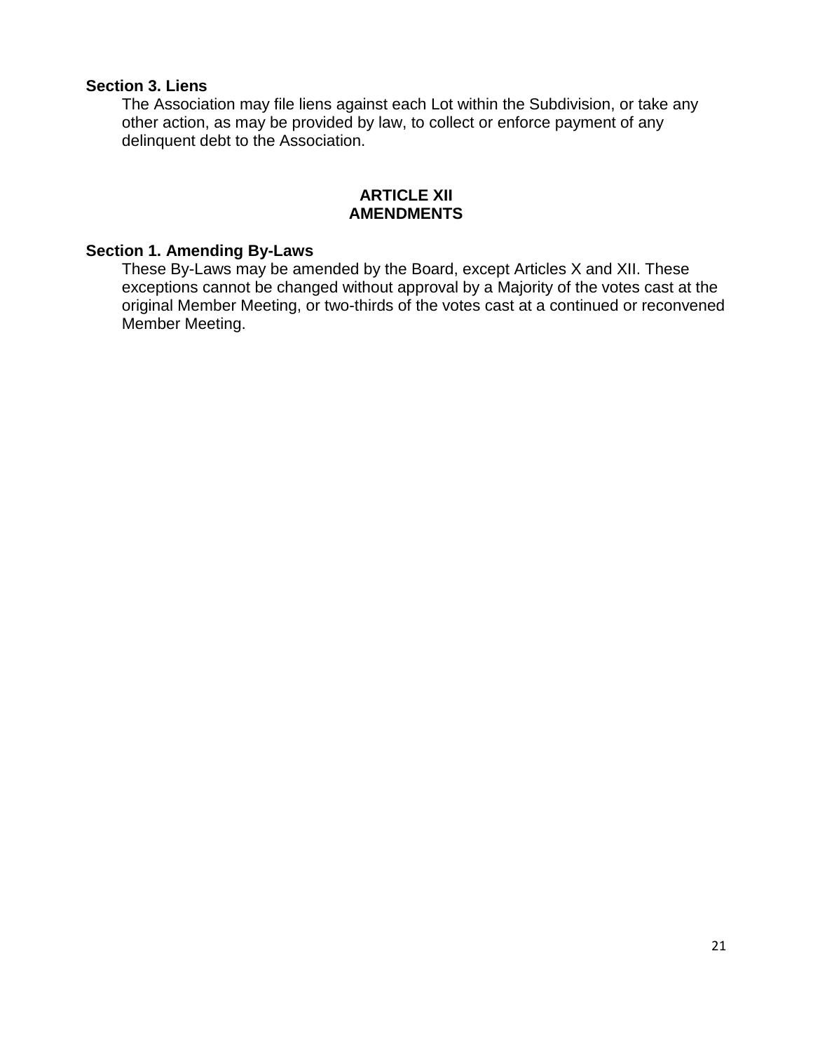**Section 3. Liens**

The Association may file liens against each Lot within the Subdivision, or take any other action, as may be provided by law, to collect or enforce payment of any delinquent debt to the Association.

## ARTICLE XII
## AMENDMENTS

**Section 1. Amending By-Laws**

These By-Laws may be amended by the Board, except Articles X and XII. These exceptions cannot be changed without approval by a Majority of the votes cast at the original Member Meeting, or two-thirds of the votes cast at a continued or reconvened Member Meeting.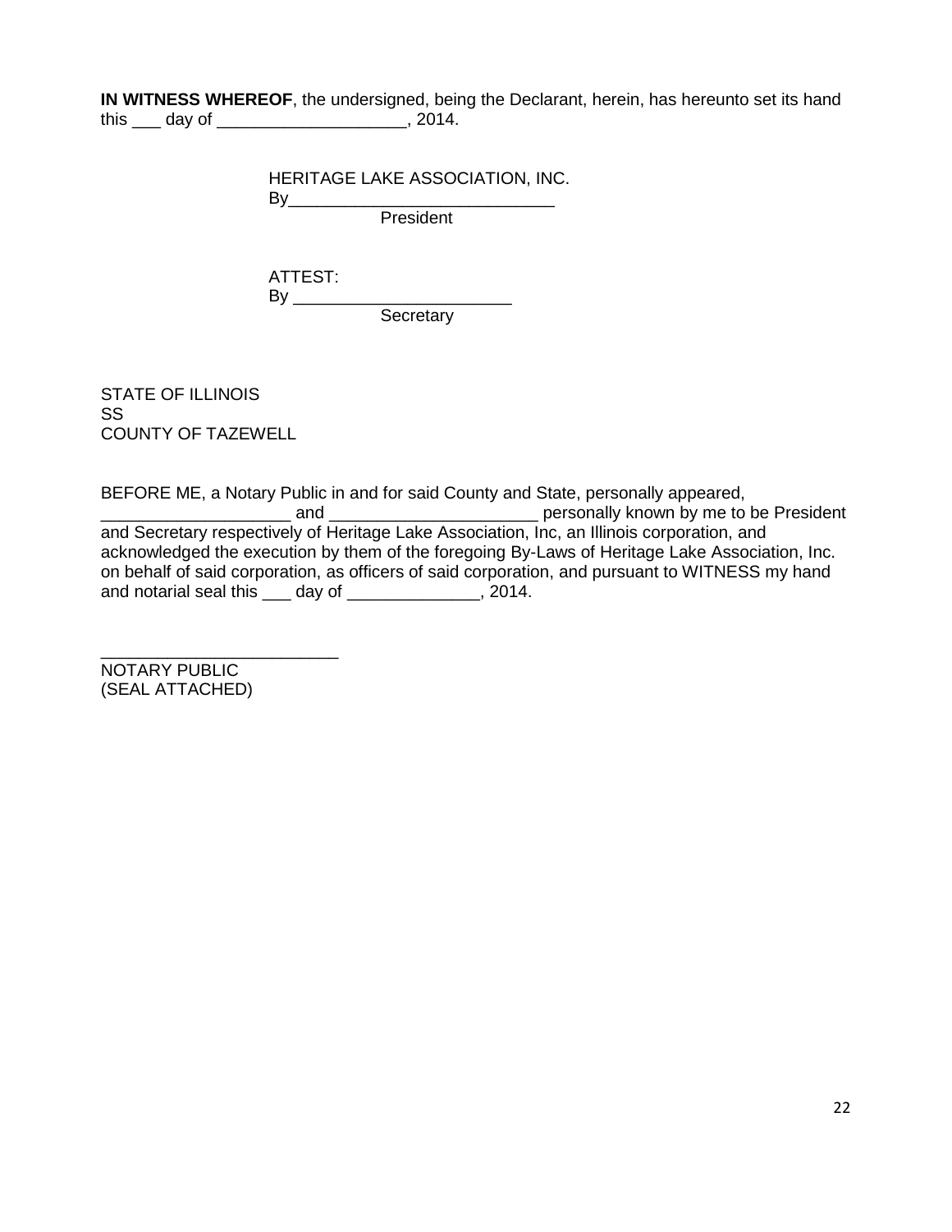**IN WITNESS WHEREOF**, the undersigned, being the Declarant, herein, has hereunto set its hand this ___ day of ____________________, 2014.

HERITAGE LAKE ASSOCIATION, INC.
By____________________________
President

ATTEST:
By _______________________
Secretary

STATE OF ILLINOIS
SS
COUNTY OF TAZEWELL

BEFORE ME, a Notary Public in and for said County and State, personally appeared, ____________________ and ______________________ personally known by me to be President and Secretary respectively of Heritage Lake Association, Inc, an Illinois corporation, and acknowledged the execution by them of the foregoing By-Laws of Heritage Lake Association, Inc. on behalf of said corporation, as officers of said corporation, and pursuant to WITNESS my hand and notarial seal this ___ day of ______________, 2014.

_________________________
NOTARY PUBLIC
(SEAL ATTACHED)